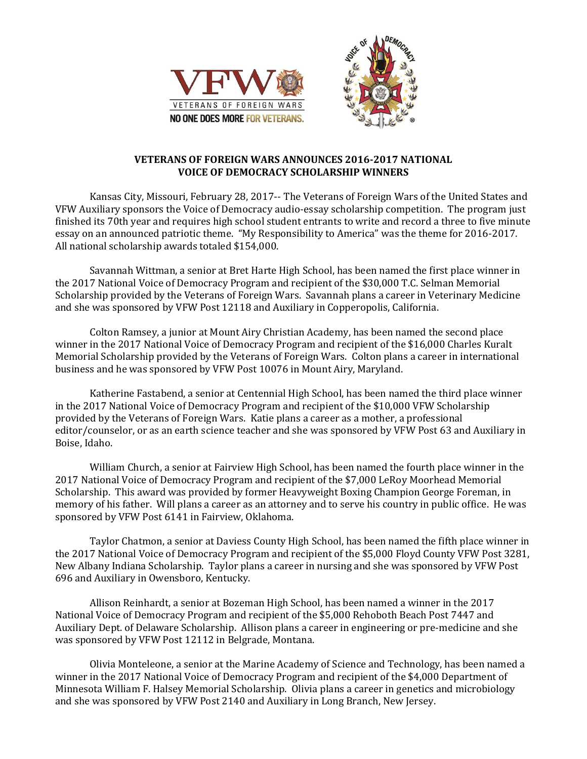# VETERANS OF FOREIGN WARS ANNOUNCES 2016-2017 NATIONAL VOICE OF DEMOCRACY SCHOLARSHIP WINNERS

Kansas City, Missouri, February 28, 2017-- The Veterans of Foreign Wars of the United States and VFW Auxiliary sponsors the Voice of Democracy audio-essay scholarship competition. The program just finished its 70th year and requires high school student entrants to write and record a three to five minute essay on an announced patriotic theme. "My Responsibility to America" was the theme for 2016-2017. All national scholarship awards totaled $154,000.

Savannah Wittman, a senior at Bret Harte High School, has been named the first place winner in the 2017 National Voice of Democracy Program and recipient of the $30,000 T.C. Selman Memorial Scholarship provided by the Veterans of Foreign Wars. Savannah plans a career in Veterinary Medicine and she was sponsored by VFW Post 12118 and Auxiliary in Copperopolis, California.

Colton Ramsey, a junior at Mount Airy Christian Academy, has been named the second place winner in the 2017 National Voice of Democracy Program and recipient of the $16,000 Charles Kuralt Memorial Scholarship provided by the Veterans of Foreign Wars. Colton plans a career in international business and he was sponsored by VFW Post 10076 in Mount Airy, Maryland.

Katherine Fastabend, a senior at Centennial High School, has been named the third place winner in the 2017 National Voice of Democracy Program and recipient of the $10,000 VFW Scholarship provided by the Veterans of Foreign Wars. Katie plans a career as a mother, a professional editor/counselor, or as an earth science teacher and she was sponsored by VFW Post 63 and Auxiliary in Boise, Idaho.

William Church, a senior at Fairview High School, has been named the fourth place winner in the 2017 National Voice of Democracy Program and recipient of the $7,000 LeRoy Moorhead Memorial Scholarship. This award was provided by former Heavyweight Boxing Champion George Foreman, in memory of his father. Will plans a career as an attorney and to serve his country in public office. He was sponsored by VFW Post 6141 in Fairview, Oklahoma.

Taylor Chatmon, a senior at Daviess County High School, has been named the fifth place winner in the 2017 National Voice of Democracy Program and recipient of the $5,000 Floyd County VFW Post 3281, New Albany Indiana Scholarship. Taylor plans a career in nursing and she was sponsored by VFW Post 696 and Auxiliary in Owensboro, Kentucky.

Allison Reinhardt, a senior at Bozeman High School, has been named a winner in the 2017 National Voice of Democracy Program and recipient of the $5,000 Rehoboth Beach Post 7447 and Auxiliary Dept. of Delaware Scholarship. Allison plans a career in engineering or pre-medicine and she was sponsored by VFW Post 12112 in Belgrade, Montana.

Olivia Monteleone, a senior at the Marine Academy of Science and Technology, has been named a winner in the 2017 National Voice of Democracy Program and recipient of the $4,000 Department of Minnesota William F. Halsey Memorial Scholarship. Olivia plans a career in genetics and microbiology and she was sponsored by VFW Post 2140 and Auxiliary in Long Branch, New Jersey.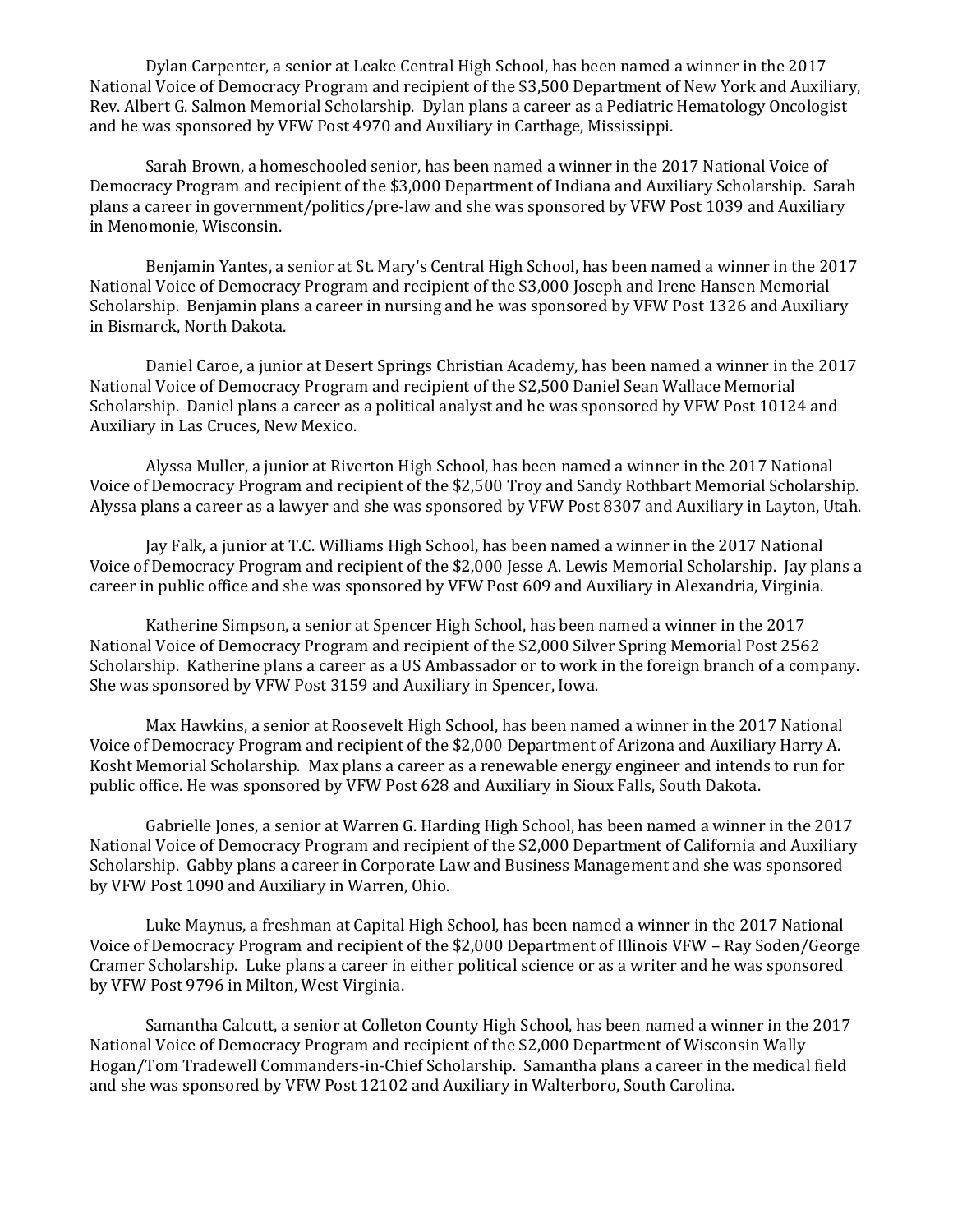Dylan Carpenter, a senior at Leake Central High School, has been named a winner in the 2017 National Voice of Democracy Program and recipient of the $3,500 Department of New York and Auxiliary, Rev. Albert G. Salmon Memorial Scholarship. Dylan plans a career as a Pediatric Hematology Oncologist and he was sponsored by VFW Post 4970 and Auxiliary in Carthage, Mississippi.

Sarah Brown, a homeschooled senior, has been named a winner in the 2017 National Voice of Democracy Program and recipient of the $3,000 Department of Indiana and Auxiliary Scholarship. Sarah plans a career in government/politics/pre-law and she was sponsored by VFW Post 1039 and Auxiliary in Menomonie, Wisconsin.

Benjamin Yantes, a senior at St. Mary's Central High School, has been named a winner in the 2017 National Voice of Democracy Program and recipient of the $3,000 Joseph and Irene Hansen Memorial Scholarship. Benjamin plans a career in nursing and he was sponsored by VFW Post 1326 and Auxiliary in Bismarck, North Dakota.

Daniel Caroe, a junior at Desert Springs Christian Academy, has been named a winner in the 2017 National Voice of Democracy Program and recipient of the $2,500 Daniel Sean Wallace Memorial Scholarship. Daniel plans a career as a political analyst and he was sponsored by VFW Post 10124 and Auxiliary in Las Cruces, New Mexico.

Alyssa Muller, a junior at Riverton High School, has been named a winner in the 2017 National Voice of Democracy Program and recipient of the $2,500 Troy and Sandy Rothbart Memorial Scholarship. Alyssa plans a career as a lawyer and she was sponsored by VFW Post 8307 and Auxiliary in Layton, Utah.

Jay Falk, a junior at T.C. Williams High School, has been named a winner in the 2017 National Voice of Democracy Program and recipient of the $2,000 Jesse A. Lewis Memorial Scholarship. Jay plans a career in public office and she was sponsored by VFW Post 609 and Auxiliary in Alexandria, Virginia.

Katherine Simpson, a senior at Spencer High School, has been named a winner in the 2017 National Voice of Democracy Program and recipient of the $2,000 Silver Spring Memorial Post 2562 Scholarship. Katherine plans a career as a US Ambassador or to work in the foreign branch of a company. She was sponsored by VFW Post 3159 and Auxiliary in Spencer, Iowa.

Max Hawkins, a senior at Roosevelt High School, has been named a winner in the 2017 National Voice of Democracy Program and recipient of the $2,000 Department of Arizona and Auxiliary Harry A. Kosht Memorial Scholarship. Max plans a career as a renewable energy engineer and intends to run for public office. He was sponsored by VFW Post 628 and Auxiliary in Sioux Falls, South Dakota.

Gabrielle Jones, a senior at Warren G. Harding High School, has been named a winner in the 2017 National Voice of Democracy Program and recipient of the $2,000 Department of California and Auxiliary Scholarship. Gabby plans a career in Corporate Law and Business Management and she was sponsored by VFW Post 1090 and Auxiliary in Warren, Ohio.

Luke Maynus, a freshman at Capital High School, has been named a winner in the 2017 National Voice of Democracy Program and recipient of the $2,000 Department of Illinois VFW – Ray Soden/George Cramer Scholarship. Luke plans a career in either political science or as a writer and he was sponsored by VFW Post 9796 in Milton, West Virginia.

Samantha Calcutt, a senior at Colleton County High School, has been named a winner in the 2017 National Voice of Democracy Program and recipient of the $2,000 Department of Wisconsin Wally Hogan/Tom Tradewell Commanders-in-Chief Scholarship. Samantha plans a career in the medical field and she was sponsored by VFW Post 12102 and Auxiliary in Walterboro, South Carolina.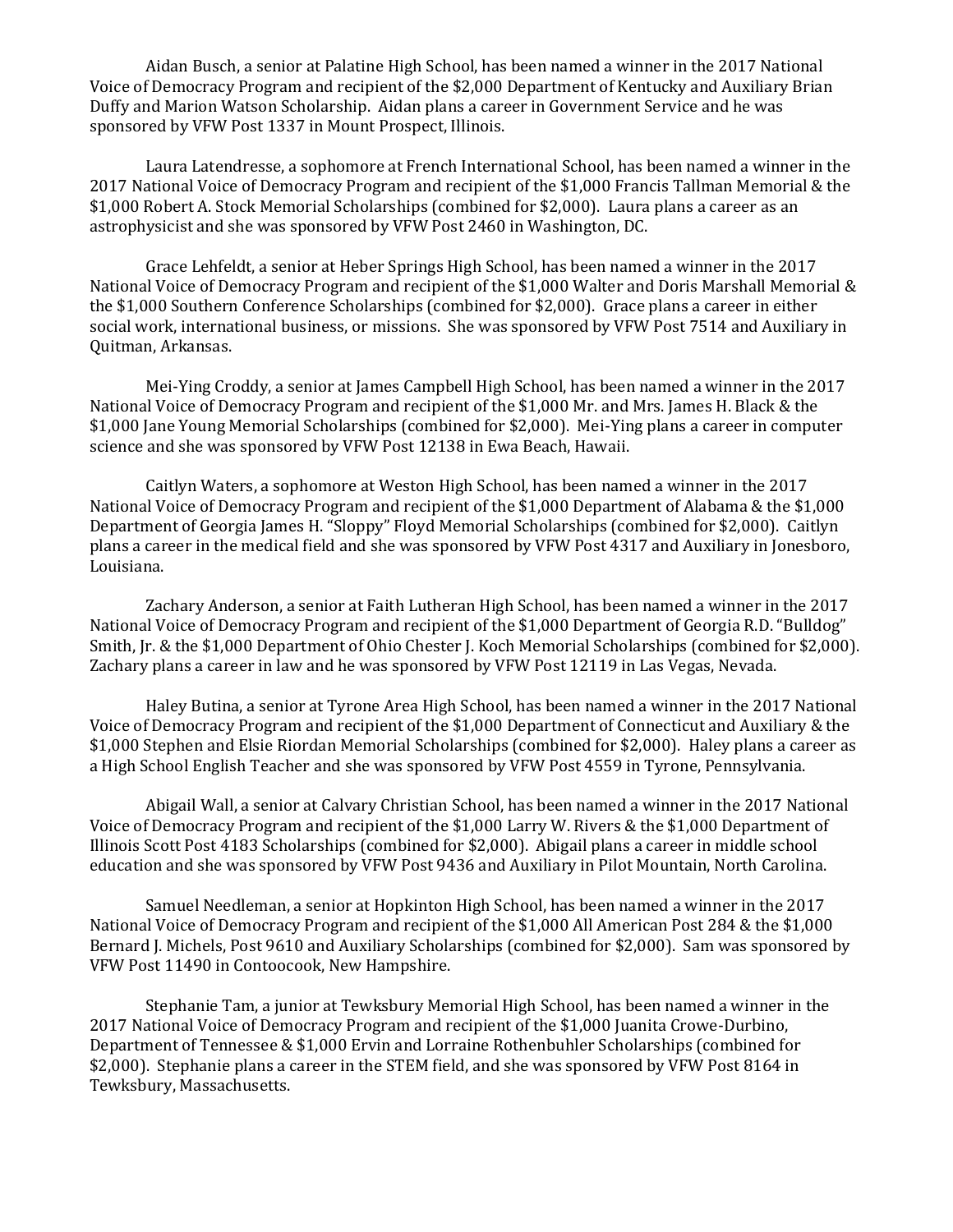Aidan Busch, a senior at Palatine High School, has been named a winner in the 2017 National Voice of Democracy Program and recipient of the $2,000 Department of Kentucky and Auxiliary Brian Duffy and Marion Watson Scholarship. Aidan plans a career in Government Service and he was sponsored by VFW Post 1337 in Mount Prospect, Illinois.

Laura Latendresse, a sophomore at French International School, has been named a winner in the 2017 National Voice of Democracy Program and recipient of the $1,000 Francis Tallman Memorial & the $1,000 Robert A. Stock Memorial Scholarships (combined for $2,000). Laura plans a career as an astrophysicist and she was sponsored by VFW Post 2460 in Washington, DC.

Grace Lehfeldt, a senior at Heber Springs High School, has been named a winner in the 2017 National Voice of Democracy Program and recipient of the $1,000 Walter and Doris Marshall Memorial & the $1,000 Southern Conference Scholarships (combined for $2,000). Grace plans a career in either social work, international business, or missions. She was sponsored by VFW Post 7514 and Auxiliary in Quitman, Arkansas.

Mei-Ying Croddy, a senior at James Campbell High School, has been named a winner in the 2017 National Voice of Democracy Program and recipient of the $1,000 Mr. and Mrs. James H. Black & the $1,000 Jane Young Memorial Scholarships (combined for $2,000). Mei-Ying plans a career in computer science and she was sponsored by VFW Post 12138 in Ewa Beach, Hawaii.

Caitlyn Waters, a sophomore at Weston High School, has been named a winner in the 2017 National Voice of Democracy Program and recipient of the $1,000 Department of Alabama & the $1,000 Department of Georgia James H. "Sloppy" Floyd Memorial Scholarships (combined for $2,000). Caitlyn plans a career in the medical field and she was sponsored by VFW Post 4317 and Auxiliary in Jonesboro, Louisiana.

Zachary Anderson, a senior at Faith Lutheran High School, has been named a winner in the 2017 National Voice of Democracy Program and recipient of the $1,000 Department of Georgia R.D. "Bulldog" Smith, Jr. & the $1,000 Department of Ohio Chester J. Koch Memorial Scholarships (combined for $2,000). Zachary plans a career in law and he was sponsored by VFW Post 12119 in Las Vegas, Nevada.

Haley Butina, a senior at Tyrone Area High School, has been named a winner in the 2017 National Voice of Democracy Program and recipient of the $1,000 Department of Connecticut and Auxiliary & the $1,000 Stephen and Elsie Riordan Memorial Scholarships (combined for $2,000). Haley plans a career as a High School English Teacher and she was sponsored by VFW Post 4559 in Tyrone, Pennsylvania.

Abigail Wall, a senior at Calvary Christian School, has been named a winner in the 2017 National Voice of Democracy Program and recipient of the $1,000 Larry W. Rivers & the $1,000 Department of Illinois Scott Post 4183 Scholarships (combined for $2,000). Abigail plans a career in middle school education and she was sponsored by VFW Post 9436 and Auxiliary in Pilot Mountain, North Carolina.

Samuel Needleman, a senior at Hopkinton High School, has been named a winner in the 2017 National Voice of Democracy Program and recipient of the $1,000 All American Post 284 & the $1,000 Bernard J. Michels, Post 9610 and Auxiliary Scholarships (combined for $2,000). Sam was sponsored by VFW Post 11490 in Contoocook, New Hampshire.

Stephanie Tam, a junior at Tewksbury Memorial High School, has been named a winner in the 2017 National Voice of Democracy Program and recipient of the $1,000 Juanita Crowe-Durbino, Department of Tennessee & $1,000 Ervin and Lorraine Rothenbuhler Scholarships (combined for $2,000). Stephanie plans a career in the STEM field, and she was sponsored by VFW Post 8164 in Tewksbury, Massachusetts.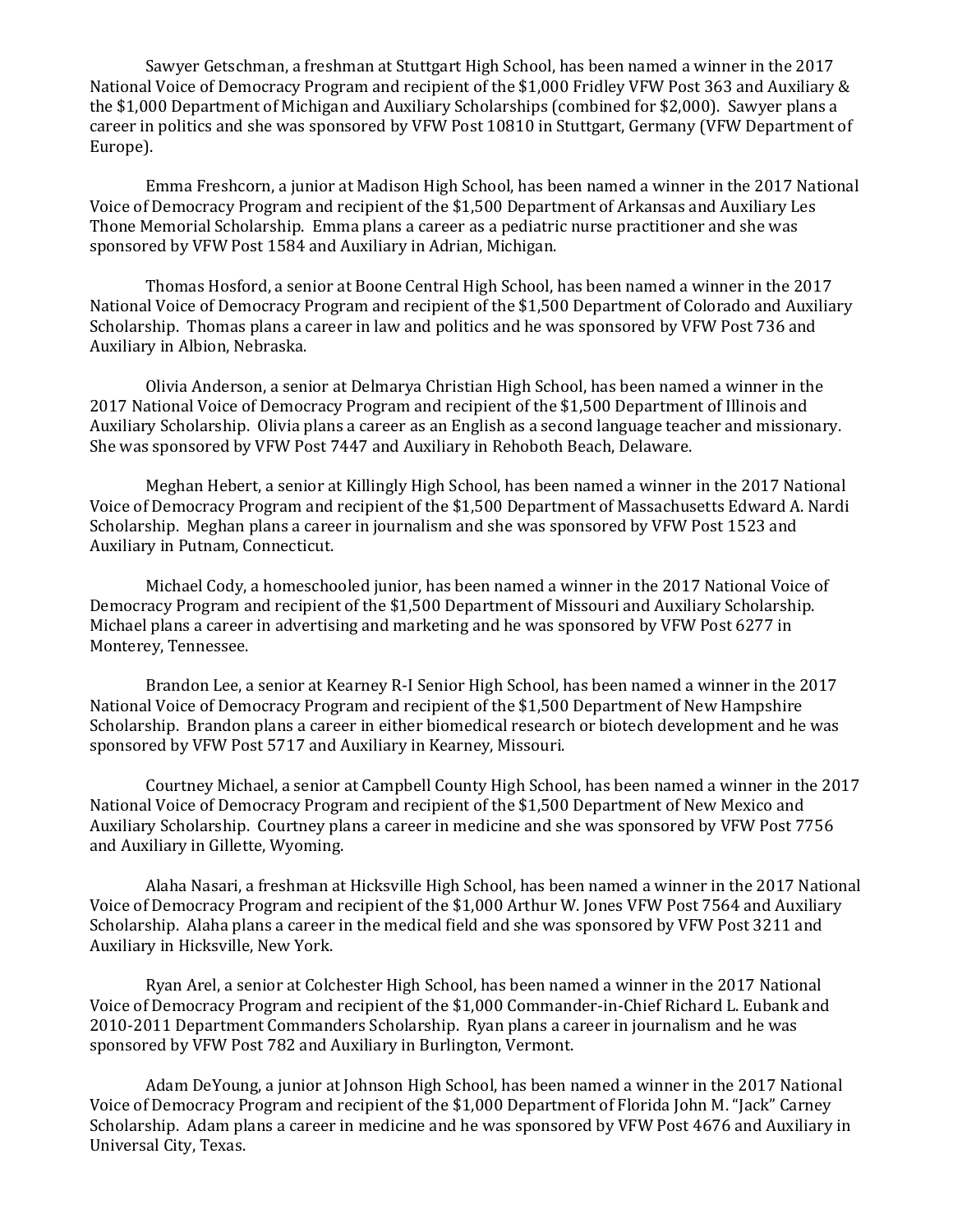Sawyer Getschman, a freshman at Stuttgart High School, has been named a winner in the 2017 National Voice of Democracy Program and recipient of the $1,000 Fridley VFW Post 363 and Auxiliary & the $1,000 Department of Michigan and Auxiliary Scholarships (combined for $2,000). Sawyer plans a career in politics and she was sponsored by VFW Post 10810 in Stuttgart, Germany (VFW Department of Europe).

Emma Freshcorn, a junior at Madison High School, has been named a winner in the 2017 National Voice of Democracy Program and recipient of the $1,500 Department of Arkansas and Auxiliary Les Thone Memorial Scholarship. Emma plans a career as a pediatric nurse practitioner and she was sponsored by VFW Post 1584 and Auxiliary in Adrian, Michigan.

Thomas Hosford, a senior at Boone Central High School, has been named a winner in the 2017 National Voice of Democracy Program and recipient of the $1,500 Department of Colorado and Auxiliary Scholarship. Thomas plans a career in law and politics and he was sponsored by VFW Post 736 and Auxiliary in Albion, Nebraska.

Olivia Anderson, a senior at Delmarya Christian High School, has been named a winner in the 2017 National Voice of Democracy Program and recipient of the $1,500 Department of Illinois and Auxiliary Scholarship. Olivia plans a career as an English as a second language teacher and missionary. She was sponsored by VFW Post 7447 and Auxiliary in Rehoboth Beach, Delaware.

Meghan Hebert, a senior at Killingly High School, has been named a winner in the 2017 National Voice of Democracy Program and recipient of the $1,500 Department of Massachusetts Edward A. Nardi Scholarship. Meghan plans a career in journalism and she was sponsored by VFW Post 1523 and Auxiliary in Putnam, Connecticut.

Michael Cody, a homeschooled junior, has been named a winner in the 2017 National Voice of Democracy Program and recipient of the $1,500 Department of Missouri and Auxiliary Scholarship. Michael plans a career in advertising and marketing and he was sponsored by VFW Post 6277 in Monterey, Tennessee.

Brandon Lee, a senior at Kearney R-I Senior High School, has been named a winner in the 2017 National Voice of Democracy Program and recipient of the $1,500 Department of New Hampshire Scholarship. Brandon plans a career in either biomedical research or biotech development and he was sponsored by VFW Post 5717 and Auxiliary in Kearney, Missouri.

Courtney Michael, a senior at Campbell County High School, has been named a winner in the 2017 National Voice of Democracy Program and recipient of the $1,500 Department of New Mexico and Auxiliary Scholarship. Courtney plans a career in medicine and she was sponsored by VFW Post 7756 and Auxiliary in Gillette, Wyoming.

Alaha Nasari, a freshman at Hicksville High School, has been named a winner in the 2017 National Voice of Democracy Program and recipient of the $1,000 Arthur W. Jones VFW Post 7564 and Auxiliary Scholarship. Alaha plans a career in the medical field and she was sponsored by VFW Post 3211 and Auxiliary in Hicksville, New York.

Ryan Arel, a senior at Colchester High School, has been named a winner in the 2017 National Voice of Democracy Program and recipient of the $1,000 Commander-in-Chief Richard L. Eubank and 2010-2011 Department Commanders Scholarship. Ryan plans a career in journalism and he was sponsored by VFW Post 782 and Auxiliary in Burlington, Vermont.

Adam DeYoung, a junior at Johnson High School, has been named a winner in the 2017 National Voice of Democracy Program and recipient of the $1,000 Department of Florida John M. "Jack" Carney Scholarship. Adam plans a career in medicine and he was sponsored by VFW Post 4676 and Auxiliary in Universal City, Texas.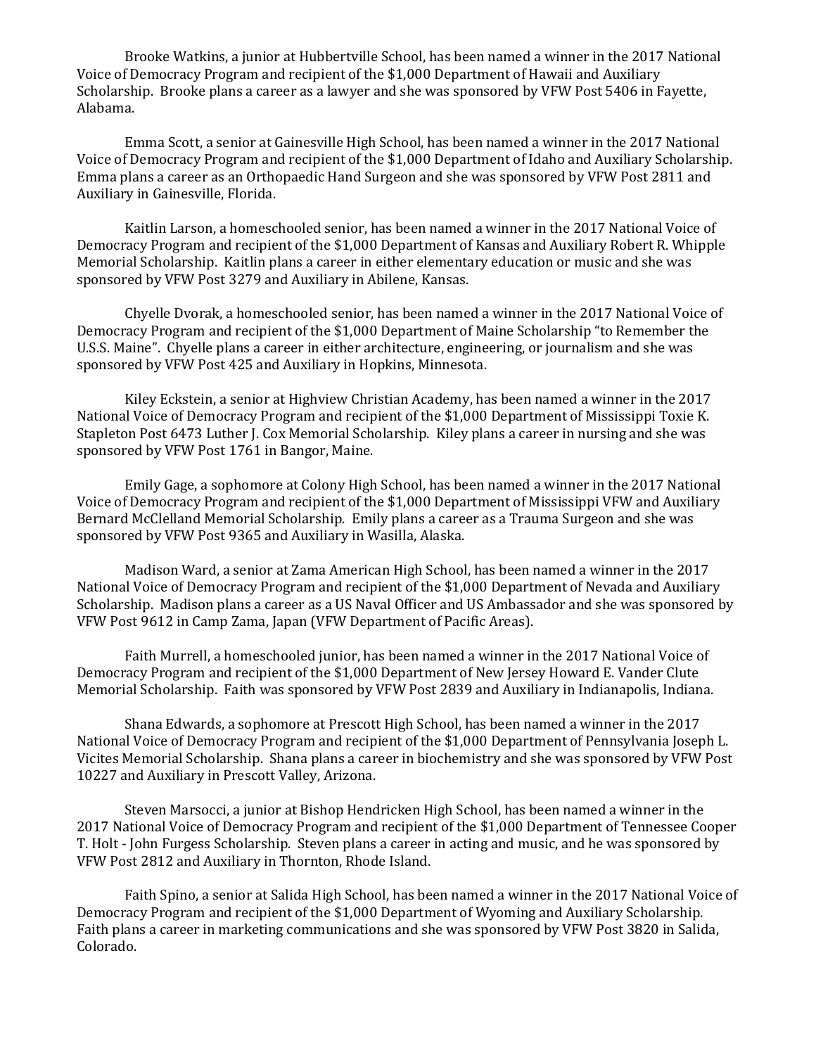Brooke Watkins, a junior at Hubbertville School, has been named a winner in the 2017 National Voice of Democracy Program and recipient of the $1,000 Department of Hawaii and Auxiliary Scholarship. Brooke plans a career as a lawyer and she was sponsored by VFW Post 5406 in Fayette, Alabama.

Emma Scott, a senior at Gainesville High School, has been named a winner in the 2017 National Voice of Democracy Program and recipient of the $1,000 Department of Idaho and Auxiliary Scholarship. Emma plans a career as an Orthopaedic Hand Surgeon and she was sponsored by VFW Post 2811 and Auxiliary in Gainesville, Florida.

Kaitlin Larson, a homeschooled senior, has been named a winner in the 2017 National Voice of Democracy Program and recipient of the $1,000 Department of Kansas and Auxiliary Robert R. Whipple Memorial Scholarship. Kaitlin plans a career in either elementary education or music and she was sponsored by VFW Post 3279 and Auxiliary in Abilene, Kansas.

Chyelle Dvorak, a homeschooled senior, has been named a winner in the 2017 National Voice of Democracy Program and recipient of the $1,000 Department of Maine Scholarship "to Remember the U.S.S. Maine". Chyelle plans a career in either architecture, engineering, or journalism and she was sponsored by VFW Post 425 and Auxiliary in Hopkins, Minnesota.

Kiley Eckstein, a senior at Highview Christian Academy, has been named a winner in the 2017 National Voice of Democracy Program and recipient of the $1,000 Department of Mississippi Toxie K. Stapleton Post 6473 Luther J. Cox Memorial Scholarship. Kiley plans a career in nursing and she was sponsored by VFW Post 1761 in Bangor, Maine.

Emily Gage, a sophomore at Colony High School, has been named a winner in the 2017 National Voice of Democracy Program and recipient of the $1,000 Department of Mississippi VFW and Auxiliary Bernard McClelland Memorial Scholarship. Emily plans a career as a Trauma Surgeon and she was sponsored by VFW Post 9365 and Auxiliary in Wasilla, Alaska.

Madison Ward, a senior at Zama American High School, has been named a winner in the 2017 National Voice of Democracy Program and recipient of the $1,000 Department of Nevada and Auxiliary Scholarship. Madison plans a career as a US Naval Officer and US Ambassador and she was sponsored by VFW Post 9612 in Camp Zama, Japan (VFW Department of Pacific Areas).

Faith Murrell, a homeschooled junior, has been named a winner in the 2017 National Voice of Democracy Program and recipient of the $1,000 Department of New Jersey Howard E. Vander Clute Memorial Scholarship. Faith was sponsored by VFW Post 2839 and Auxiliary in Indianapolis, Indiana.

Shana Edwards, a sophomore at Prescott High School, has been named a winner in the 2017 National Voice of Democracy Program and recipient of the $1,000 Department of Pennsylvania Joseph L. Vicites Memorial Scholarship. Shana plans a career in biochemistry and she was sponsored by VFW Post 10227 and Auxiliary in Prescott Valley, Arizona.

Steven Marsocci, a junior at Bishop Hendricken High School, has been named a winner in the 2017 National Voice of Democracy Program and recipient of the $1,000 Department of Tennessee Cooper T. Holt - John Furgess Scholarship. Steven plans a career in acting and music, and he was sponsored by VFW Post 2812 and Auxiliary in Thornton, Rhode Island.

Faith Spino, a senior at Salida High School, has been named a winner in the 2017 National Voice of Democracy Program and recipient of the $1,000 Department of Wyoming and Auxiliary Scholarship. Faith plans a career in marketing communications and she was sponsored by VFW Post 3820 in Salida, Colorado.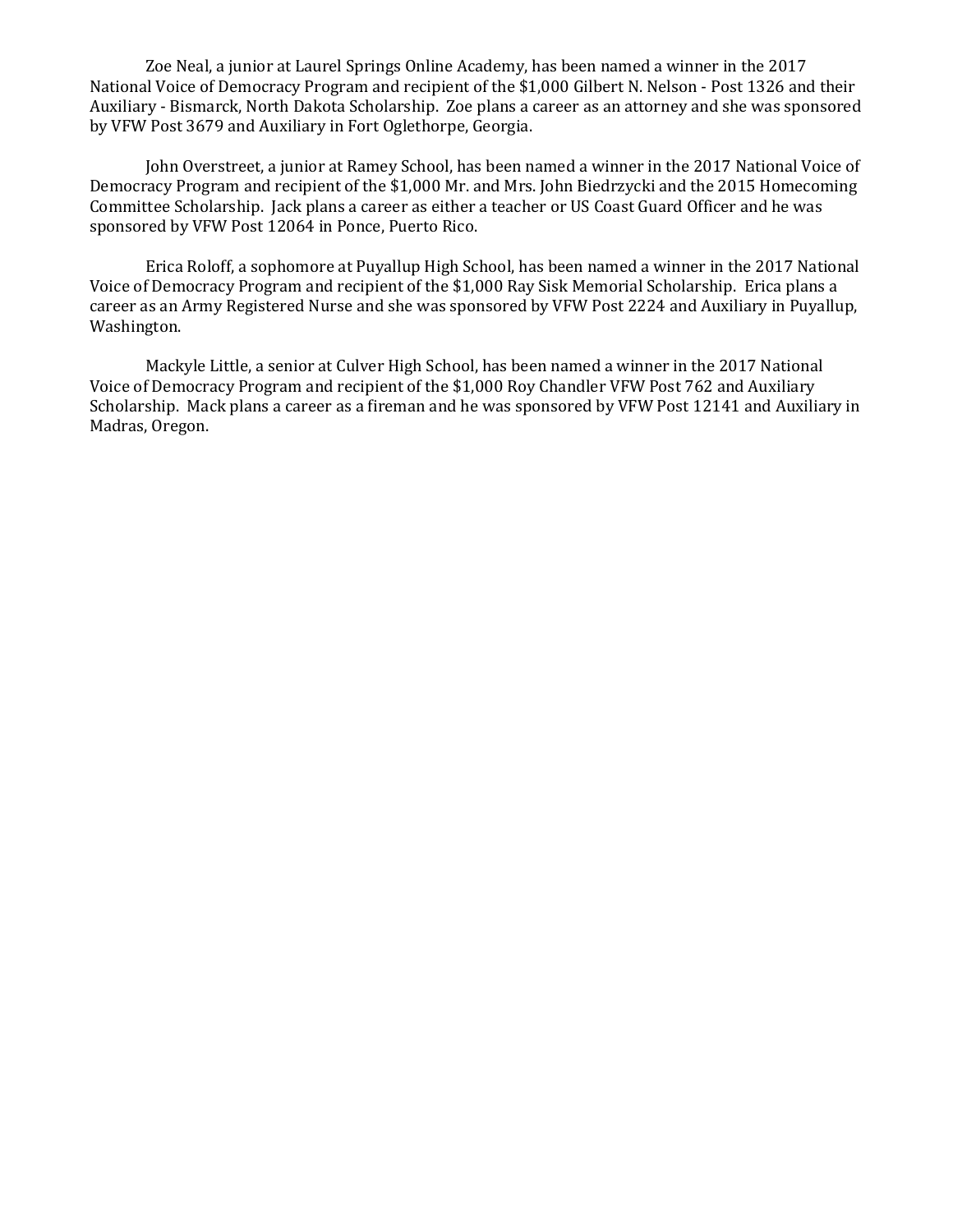Zoe Neal, a junior at Laurel Springs Online Academy, has been named a winner in the 2017 National Voice of Democracy Program and recipient of the $1,000 Gilbert N. Nelson - Post 1326 and their Auxiliary - Bismarck, North Dakota Scholarship. Zoe plans a career as an attorney and she was sponsored by VFW Post 3679 and Auxiliary in Fort Oglethorpe, Georgia.

John Overstreet, a junior at Ramey School, has been named a winner in the 2017 National Voice of Democracy Program and recipient of the $1,000 Mr. and Mrs. John Biedrzycki and the 2015 Homecoming Committee Scholarship. Jack plans a career as either a teacher or US Coast Guard Officer and he was sponsored by VFW Post 12064 in Ponce, Puerto Rico.

Erica Roloff, a sophomore at Puyallup High School, has been named a winner in the 2017 National Voice of Democracy Program and recipient of the $1,000 Ray Sisk Memorial Scholarship. Erica plans a career as an Army Registered Nurse and she was sponsored by VFW Post 2224 and Auxiliary in Puyallup, Washington.

Mackyle Little, a senior at Culver High School, has been named a winner in the 2017 National Voice of Democracy Program and recipient of the $1,000 Roy Chandler VFW Post 762 and Auxiliary Scholarship. Mack plans a career as a fireman and he was sponsored by VFW Post 12141 and Auxiliary in Madras, Oregon.